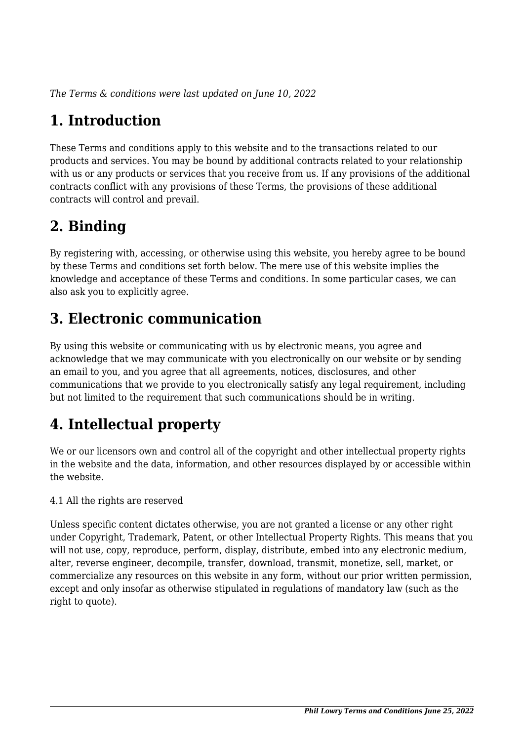*The Terms & conditions were last updated on June 10, 2022*

# 1. Introduction

These Terms and conditions apply to this website and to the transactions related to our products and services. You may be bound by additional contracts related to your relationship with us or any products or services that you receive from us. If any provisions of the additional contracts conflict with any provisions of these Terms, the provisions of these additional contracts will control and prevail.

# 2. Binding

By registering with, accessing, or otherwise using this website, you hereby agree to be bound by these Terms and conditions set forth below. The mere use of this website implies the knowledge and acceptance of these Terms and conditions. In some particular cases, we can also ask you to explicitly agree.

# 3. Electronic communication

By using this website or communicating with us by electronic means, you agree and acknowledge that we may communicate with you electronically on our website or by sending an email to you, and you agree that all agreements, notices, disclosures, and other communications that we provide to you electronically satisfy any legal requirement, including but not limited to the requirement that such communications should be in writing.

# 4. Intellectual property

We or our licensors own and control all of the copyright and other intellectual property rights in the website and the data, information, and other resources displayed by or accessible within the website.

4.1 All the rights are reserved

Unless specific content dictates otherwise, you are not granted a license or any other right under Copyright, Trademark, Patent, or other Intellectual Property Rights. This means that you will not use, copy, reproduce, perform, display, distribute, embed into any electronic medium, alter, reverse engineer, decompile, transfer, download, transmit, monetize, sell, market, or commercialize any resources on this website in any form, without our prior written permission, except and only insofar as otherwise stipulated in regulations of mandatory law (such as the right to quote).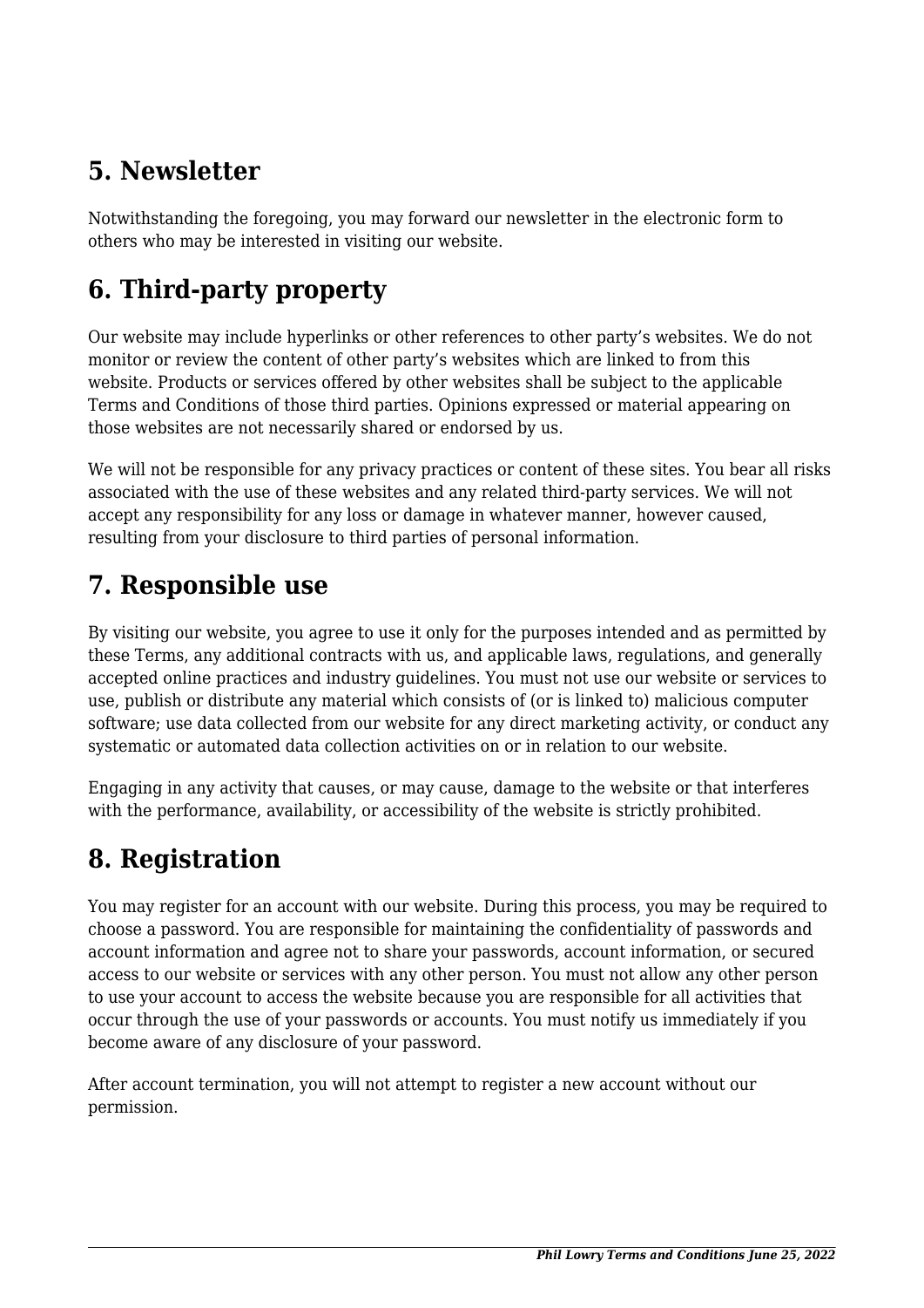## 5. Newsletter

Notwithstanding the foregoing, you may forward our newsletter in the electronic form to others who may be interested in visiting our website.

## 6. Third-party property

Our website may include hyperlinks or other references to other party's websites. We do not monitor or review the content of other party's websites which are linked to from this website. Products or services offered by other websites shall be subject to the applicable Terms and Conditions of those third parties. Opinions expressed or material appearing on those websites are not necessarily shared or endorsed by us.

We will not be responsible for any privacy practices or content of these sites. You bear all risks associated with the use of these websites and any related third-party services. We will not accept any responsibility for any loss or damage in whatever manner, however caused, resulting from your disclosure to third parties of personal information.

## 7. Responsible use

By visiting our website, you agree to use it only for the purposes intended and as permitted by these Terms, any additional contracts with us, and applicable laws, regulations, and generally accepted online practices and industry guidelines. You must not use our website or services to use, publish or distribute any material which consists of (or is linked to) malicious computer software; use data collected from our website for any direct marketing activity, or conduct any systematic or automated data collection activities on or in relation to our website.

Engaging in any activity that causes, or may cause, damage to the website or that interferes with the performance, availability, or accessibility of the website is strictly prohibited.

## 8. Registration

You may register for an account with our website. During this process, you may be required to choose a password. You are responsible for maintaining the confidentiality of passwords and account information and agree not to share your passwords, account information, or secured access to our website or services with any other person. You must not allow any other person to use your account to access the website because you are responsible for all activities that occur through the use of your passwords or accounts. You must notify us immediately if you become aware of any disclosure of your password.

After account termination, you will not attempt to register a new account without our permission.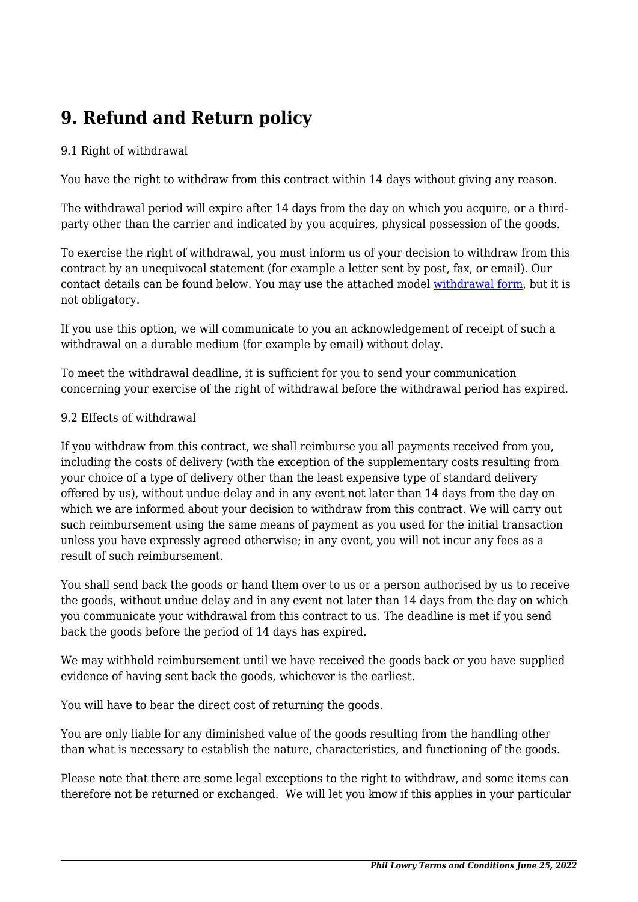# 9. Refund and Return policy

9.1 Right of withdrawal

You have the right to withdraw from this contract within 14 days without giving any reason.

The withdrawal period will expire after 14 days from the day on which you acquire, or a third-party other than the carrier and indicated by you acquires, physical possession of the goods.

To exercise the right of withdrawal, you must inform us of your decision to withdraw from this contract by an unequivocal statement (for example a letter sent by post, fax, or email). Our contact details can be found below. You may use the attached model withdrawal form, but it is not obligatory.

If you use this option, we will communicate to you an acknowledgement of receipt of such a withdrawal on a durable medium (for example by email) without delay.

To meet the withdrawal deadline, it is sufficient for you to send your communication concerning your exercise of the right of withdrawal before the withdrawal period has expired.

9.2 Effects of withdrawal

If you withdraw from this contract, we shall reimburse you all payments received from you, including the costs of delivery (with the exception of the supplementary costs resulting from your choice of a type of delivery other than the least expensive type of standard delivery offered by us), without undue delay and in any event not later than 14 days from the day on which we are informed about your decision to withdraw from this contract. We will carry out such reimbursement using the same means of payment as you used for the initial transaction unless you have expressly agreed otherwise; in any event, you will not incur any fees as a result of such reimbursement.

You shall send back the goods or hand them over to us or a person authorised by us to receive the goods, without undue delay and in any event not later than 14 days from the day on which you communicate your withdrawal from this contract to us. The deadline is met if you send back the goods before the period of 14 days has expired.

We may withhold reimbursement until we have received the goods back or you have supplied evidence of having sent back the goods, whichever is the earliest.

You will have to bear the direct cost of returning the goods.

You are only liable for any diminished value of the goods resulting from the handling other than what is necessary to establish the nature, characteristics, and functioning of the goods.

Please note that there are some legal exceptions to the right to withdraw, and some items can therefore not be returned or exchanged.  We will let you know if this applies in your particular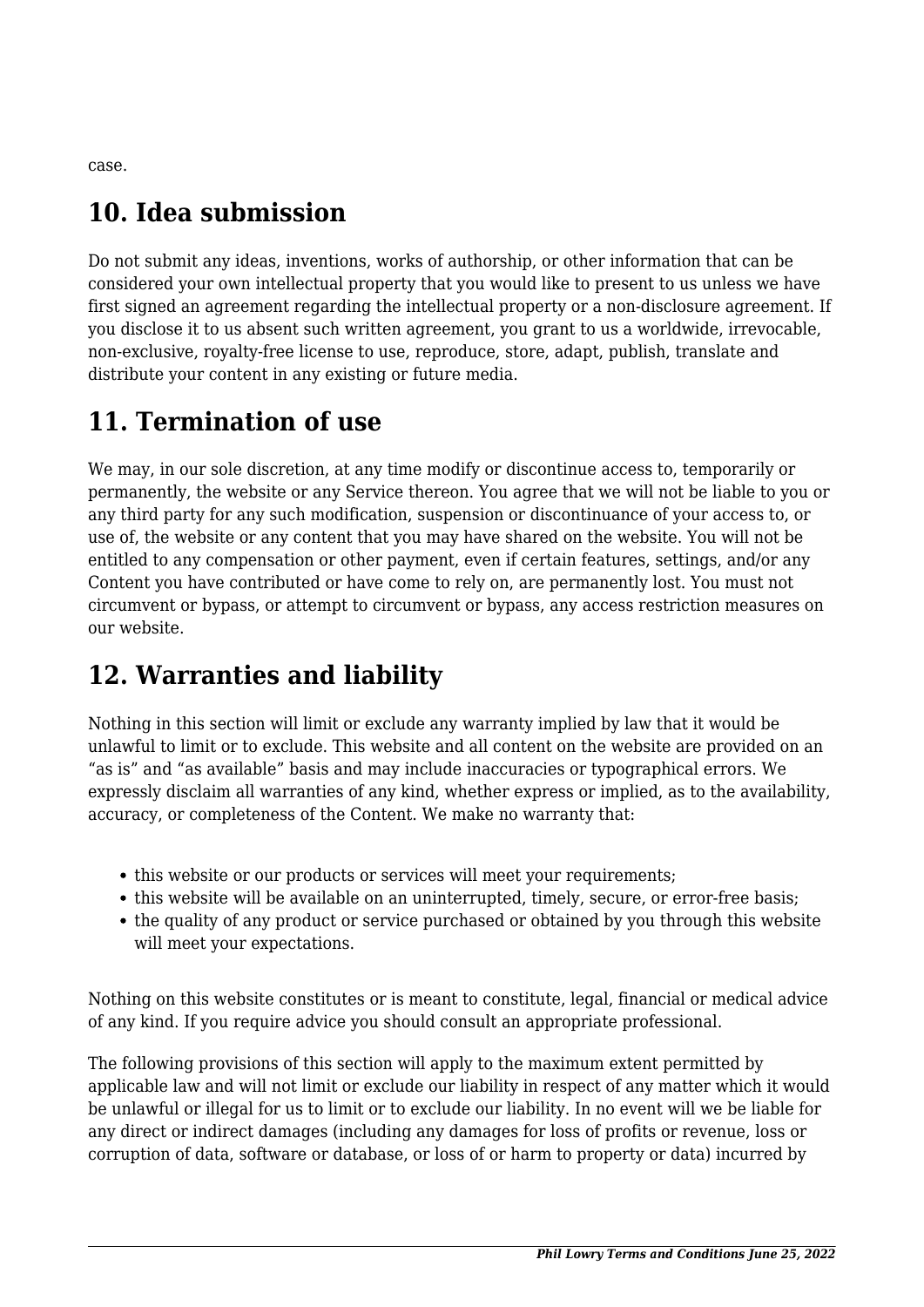case.

## 10. Idea submission

Do not submit any ideas, inventions, works of authorship, or other information that can be considered your own intellectual property that you would like to present to us unless we have first signed an agreement regarding the intellectual property or a non-disclosure agreement. If you disclose it to us absent such written agreement, you grant to us a worldwide, irrevocable, non-exclusive, royalty-free license to use, reproduce, store, adapt, publish, translate and distribute your content in any existing or future media.

## 11. Termination of use

We may, in our sole discretion, at any time modify or discontinue access to, temporarily or permanently, the website or any Service thereon. You agree that we will not be liable to you or any third party for any such modification, suspension or discontinuance of your access to, or use of, the website or any content that you may have shared on the website. You will not be entitled to any compensation or other payment, even if certain features, settings, and/or any Content you have contributed or have come to rely on, are permanently lost. You must not circumvent or bypass, or attempt to circumvent or bypass, any access restriction measures on our website.

## 12. Warranties and liability

Nothing in this section will limit or exclude any warranty implied by law that it would be unlawful to limit or to exclude. This website and all content on the website are provided on an “as is” and “as available” basis and may include inaccuracies or typographical errors. We expressly disclaim all warranties of any kind, whether express or implied, as to the availability, accuracy, or completeness of the Content. We make no warranty that:

- this website or our products or services will meet your requirements;
- this website will be available on an uninterrupted, timely, secure, or error-free basis;
- the quality of any product or service purchased or obtained by you through this website will meet your expectations.

Nothing on this website constitutes or is meant to constitute, legal, financial or medical advice of any kind. If you require advice you should consult an appropriate professional.

The following provisions of this section will apply to the maximum extent permitted by applicable law and will not limit or exclude our liability in respect of any matter which it would be unlawful or illegal for us to limit or to exclude our liability. In no event will we be liable for any direct or indirect damages (including any damages for loss of profits or revenue, loss or corruption of data, software or database, or loss of or harm to property or data) incurred by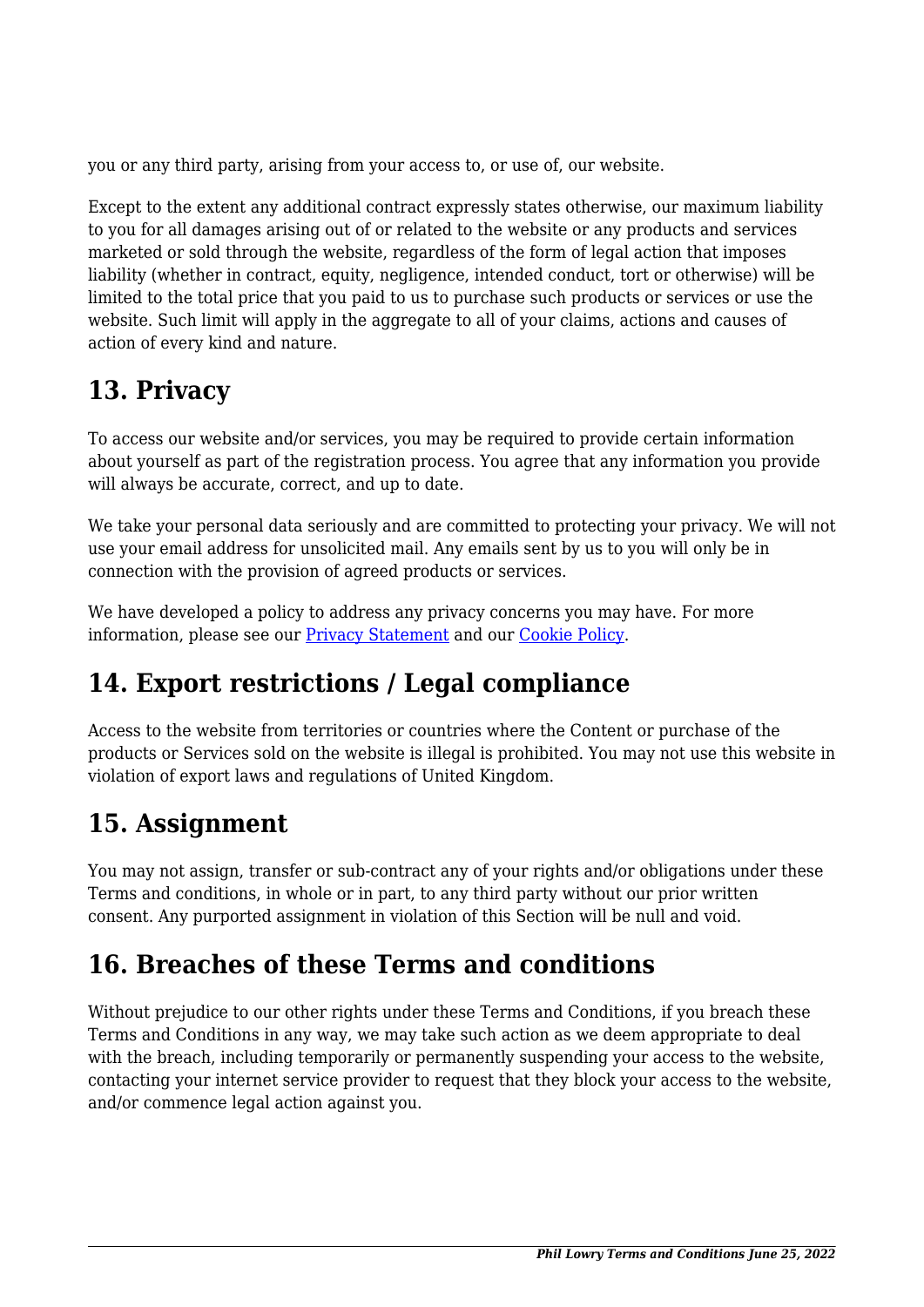you or any third party, arising from your access to, or use of, our website.

Except to the extent any additional contract expressly states otherwise, our maximum liability to you for all damages arising out of or related to the website or any products and services marketed or sold through the website, regardless of the form of legal action that imposes liability (whether in contract, equity, negligence, intended conduct, tort or otherwise) will be limited to the total price that you paid to us to purchase such products or services or use the website. Such limit will apply in the aggregate to all of your claims, actions and causes of action of every kind and nature.

## 13. Privacy

To access our website and/or services, you may be required to provide certain information about yourself as part of the registration process. You agree that any information you provide will always be accurate, correct, and up to date.

We take your personal data seriously and are committed to protecting your privacy. We will not use your email address for unsolicited mail. Any emails sent by us to you will only be in connection with the provision of agreed products or services.

We have developed a policy to address any privacy concerns you may have. For more information, please see our [Privacy Statement] and our [Cookie Policy].

## 14. Export restrictions / Legal compliance

Access to the website from territories or countries where the Content or purchase of the products or Services sold on the website is illegal is prohibited. You may not use this website in violation of export laws and regulations of United Kingdom.

## 15. Assignment

You may not assign, transfer or sub-contract any of your rights and/or obligations under these Terms and conditions, in whole or in part, to any third party without our prior written consent. Any purported assignment in violation of this Section will be null and void.

## 16. Breaches of these Terms and conditions

Without prejudice to our other rights under these Terms and Conditions, if you breach these Terms and Conditions in any way, we may take such action as we deem appropriate to deal with the breach, including temporarily or permanently suspending your access to the website, contacting your internet service provider to request that they block your access to the website, and/or commence legal action against you.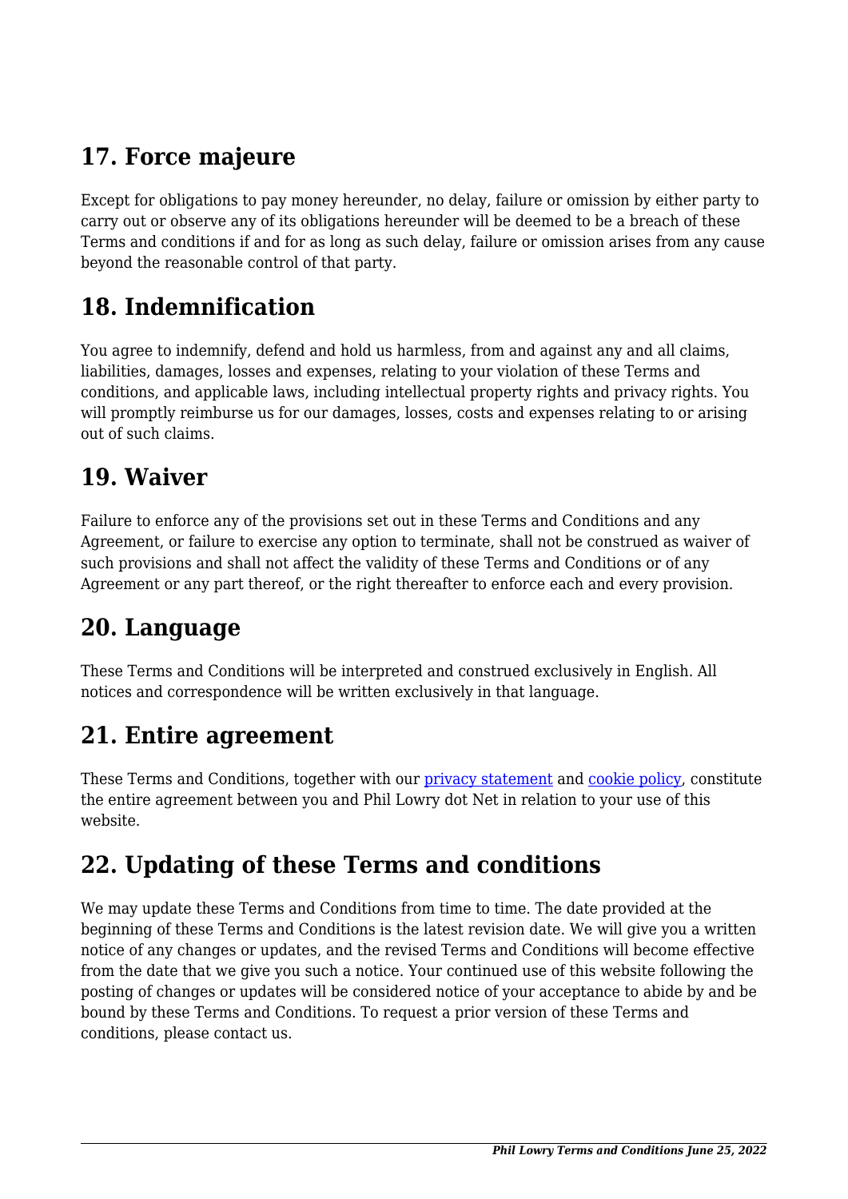## 17. Force majeure

Except for obligations to pay money hereunder, no delay, failure or omission by either party to carry out or observe any of its obligations hereunder will be deemed to be a breach of these Terms and conditions if and for as long as such delay, failure or omission arises from any cause beyond the reasonable control of that party.

## 18. Indemnification

You agree to indemnify, defend and hold us harmless, from and against any and all claims, liabilities, damages, losses and expenses, relating to your violation of these Terms and conditions, and applicable laws, including intellectual property rights and privacy rights. You will promptly reimburse us for our damages, losses, costs and expenses relating to or arising out of such claims.

## 19. Waiver

Failure to enforce any of the provisions set out in these Terms and Conditions and any Agreement, or failure to exercise any option to terminate, shall not be construed as waiver of such provisions and shall not affect the validity of these Terms and Conditions or of any Agreement or any part thereof, or the right thereafter to enforce each and every provision.

## 20. Language

These Terms and Conditions will be interpreted and construed exclusively in English. All notices and correspondence will be written exclusively in that language.

## 21. Entire agreement

These Terms and Conditions, together with our privacy statement and cookie policy, constitute the entire agreement between you and Phil Lowry dot Net in relation to your use of this website.

## 22. Updating of these Terms and conditions

We may update these Terms and Conditions from time to time. The date provided at the beginning of these Terms and Conditions is the latest revision date. We will give you a written notice of any changes or updates, and the revised Terms and Conditions will become effective from the date that we give you such a notice. Your continued use of this website following the posting of changes or updates will be considered notice of your acceptance to abide by and be bound by these Terms and Conditions. To request a prior version of these Terms and conditions, please contact us.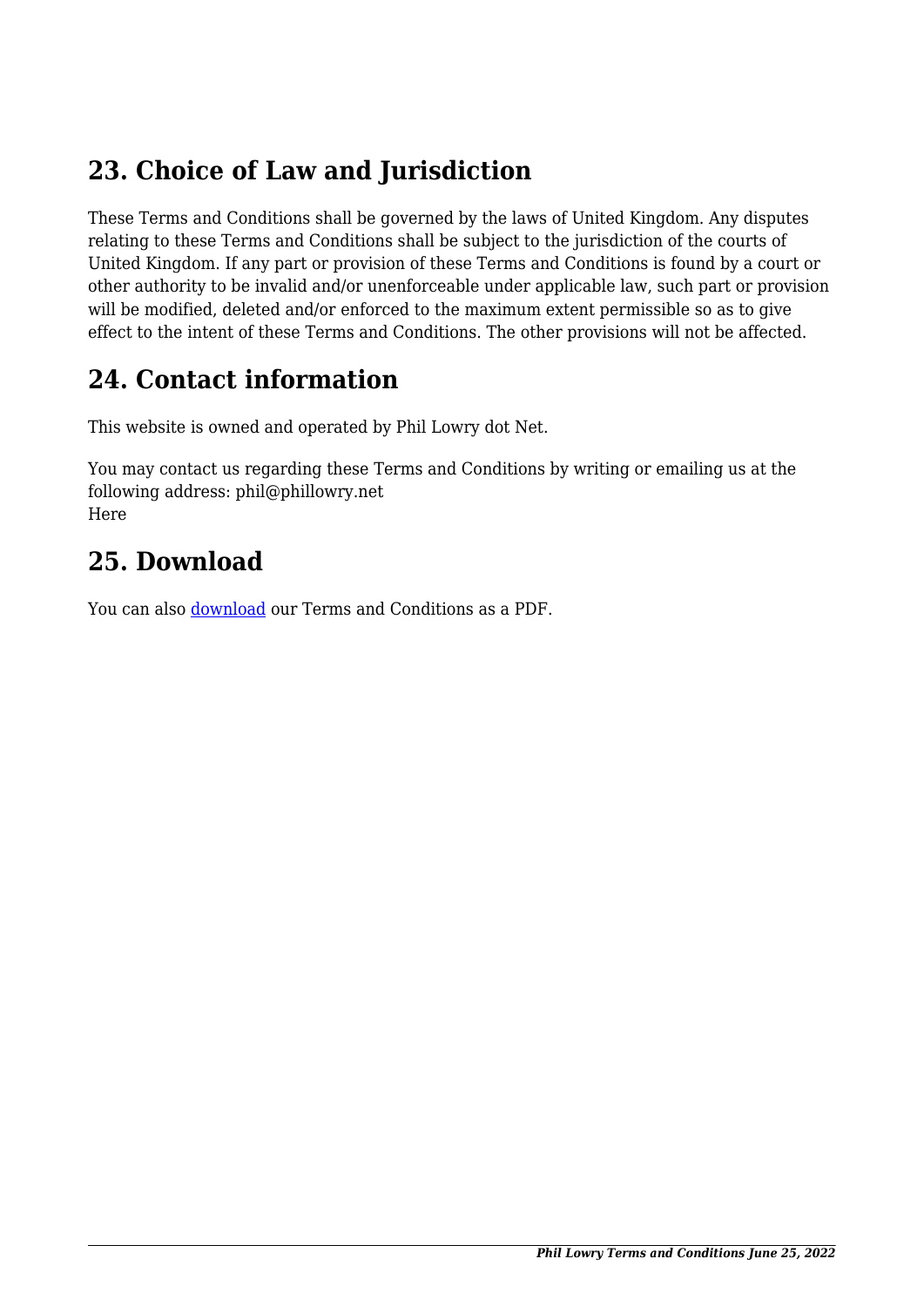## 23. Choice of Law and Jurisdiction

These Terms and Conditions shall be governed by the laws of United Kingdom. Any disputes relating to these Terms and Conditions shall be subject to the jurisdiction of the courts of United Kingdom. If any part or provision of these Terms and Conditions is found by a court or other authority to be invalid and/or unenforceable under applicable law, such part or provision will be modified, deleted and/or enforced to the maximum extent permissible so as to give effect to the intent of these Terms and Conditions. The other provisions will not be affected.

## 24. Contact information

This website is owned and operated by Phil Lowry dot Net.

You may contact us regarding these Terms and Conditions by writing or emailing us at the following address: phil@phillowry.net
Here

## 25. Download

You can also download our Terms and Conditions as a PDF.